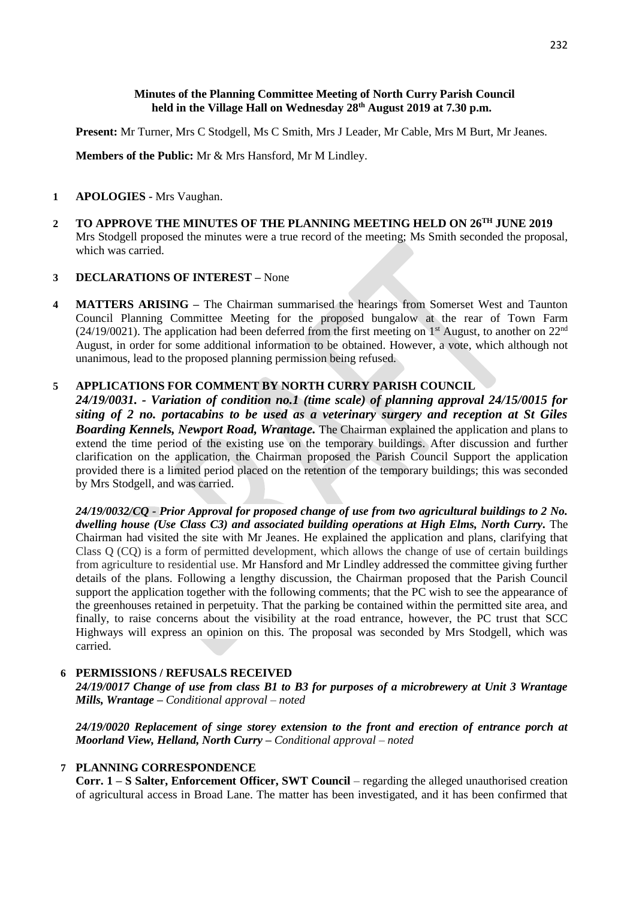**Minutes of the Planning Committee Meeting of North Curry Parish Council held in the Village Hall on Wednesday 28th August 2019 at 7.30 p.m.**

**Present:** Mr Turner, Mrs C Stodgell, Ms C Smith, Mrs J Leader, Mr Cable, Mrs M Burt, Mr Jeanes.

**Members of the Public:** Mr & Mrs Hansford, Mr M Lindley.

**1 APOLOGIES -** Mrs Vaughan.

**2 TO APPROVE THE MINUTES OF THE PLANNING MEETING HELD ON 26TH JUNE 2019**
Mrs Stodgell proposed the minutes were a true record of the meeting; Ms Smith seconded the proposal, which was carried.

**3 DECLARATIONS OF INTEREST –** None

**4 MATTERS ARISING –** The Chairman summarised the hearings from Somerset West and Taunton Council Planning Committee Meeting for the proposed bungalow at the rear of Town Farm (24/19/0021). The application had been deferred from the first meeting on 1st August, to another on 22nd August, in order for some additional information to be obtained. However, a vote, which although not unanimous, lead to the proposed planning permission being refused.

**5 APPLICATIONS FOR COMMENT BY NORTH CURRY PARISH COUNCIL**

***24/19/0031. - Variation of condition no.1 (time scale) of planning approval 24/15/0015 for siting of 2 no. portacabins to be used as a veterinary surgery and reception at St Giles Boarding Kennels, Newport Road, Wrantage.*** The Chairman explained the application and plans to extend the time period of the existing use on the temporary buildings. After discussion and further clarification on the application, the Chairman proposed the Parish Council Support the application provided there is a limited period placed on the retention of the temporary buildings; this was seconded by Mrs Stodgell, and was carried.

***24/19/0032/CQ - Prior Approval for proposed change of use from two agricultural buildings to 2 No. dwelling house (Use Class C3) and associated building operations at High Elms, North Curry.*** The Chairman had visited the site with Mr Jeanes. He explained the application and plans, clarifying that Class Q (CQ) is a form of permitted development, which allows the change of use of certain buildings from agriculture to residential use. Mr Hansford and Mr Lindley addressed the committee giving further details of the plans. Following a lengthy discussion, the Chairman proposed that the Parish Council support the application together with the following comments; that the PC wish to see the appearance of the greenhouses retained in perpetuity. That the parking be contained within the permitted site area, and finally, to raise concerns about the visibility at the road entrance, however, the PC trust that SCC Highways will express an opinion on this. The proposal was seconded by Mrs Stodgell, which was carried.

**6 PERMISSIONS / REFUSALS RECEIVED**

***24/19/0017 Change of use from class B1 to B3 for purposes of a microbrewery at Unit 3 Wrantage Mills, Wrantage –*** *Conditional approval – noted*

***24/19/0020 Replacement of singe storey extension to the front and erection of entrance porch at Moorland View, Helland, North Curry –*** *Conditional approval – noted*

**7 PLANNING CORRESPONDENCE**

**Corr. 1 – S Salter, Enforcement Officer, SWT Council** – regarding the alleged unauthorised creation of agricultural access in Broad Lane. The matter has been investigated, and it has been confirmed that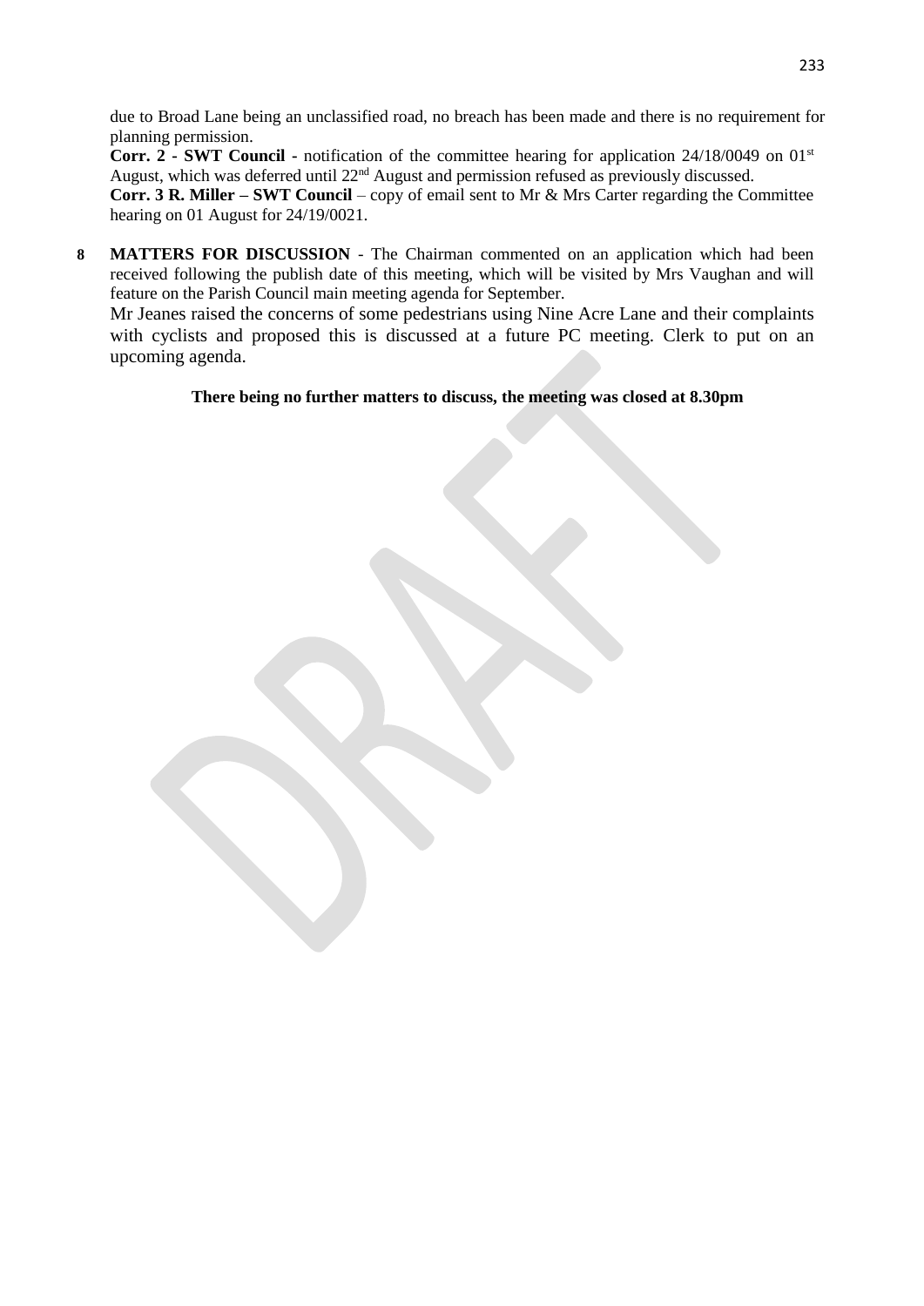due to Broad Lane being an unclassified road, no breach has been made and there is no requirement for planning permission.

**Corr. 2 - SWT Council -** notification of the committee hearing for application 24/18/0049 on 01st August, which was deferred until 22nd August and permission refused as previously discussed.

**Corr. 3 R. Miller – SWT Council** – copy of email sent to Mr & Mrs Carter regarding the Committee hearing on 01 August for 24/19/0021.

**8 MATTERS FOR DISCUSSION** - The Chairman commented on an application which had been received following the publish date of this meeting, which will be visited by Mrs Vaughan and will feature on the Parish Council main meeting agenda for September.

Mr Jeanes raised the concerns of some pedestrians using Nine Acre Lane and their complaints with cyclists and proposed this is discussed at a future PC meeting. Clerk to put on an upcoming agenda.

**There being no further matters to discuss, the meeting was closed at 8.30pm**